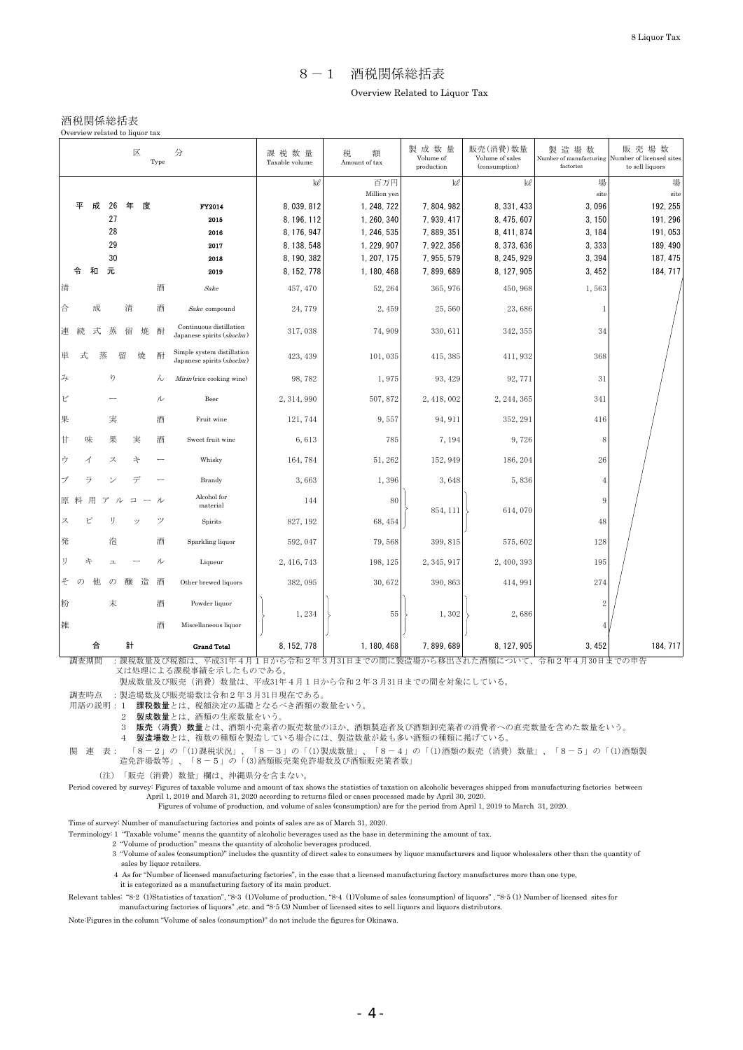# 8－1　酒税関係総括表

Overview Related to Liquor Tax

## 酒税関係総括表

Overview related to liquor tax

| 区分 Type | | 課税数量 Taxable volume | 税額 Amount of tax | 製成数量 Volume of production | 販売(消費)数量 Volume of sales (consumption) | 製造場数 Number of manufacturing factories | 販売場数 Number of licensed sites to sell liquors |
|---|---|---|---|---|---|---|---|
| | | kℓ | 百万円 Million yen | kℓ | kℓ | 場 site | 場 site |
| 平成26年度 | FY2014 | 8, 039, 812 | 1, 248, 722 | 7, 804, 982 | 8, 331, 433 | 3, 096 | 192, 255 |
| 27 | 2015 | 8, 196, 112 | 1, 260, 340 | 7, 939, 417 | 8, 475, 607 | 3, 150 | 191, 296 |
| 28 | 2016 | 8, 176, 947 | 1, 246, 535 | 7, 889, 351 | 8, 411, 874 | 3, 184 | 191, 053 |
| 29 | 2017 | 8, 138, 548 | 1, 229, 907 | 7, 922, 356 | 8, 373, 636 | 3, 333 | 189, 490 |
| 30 | 2018 | 8, 190, 382 | 1, 207, 175 | 7, 955, 579 | 8, 245, 929 | 3, 394 | 187, 475 |
| 令和元 | 2019 | 8, 152, 778 | 1, 180, 468 | 7, 899, 689 | 8, 127, 905 | 3, 452 | 184, 717 |
| 清酒 | *Sake* | 457, 470 | 52, 264 | 365, 976 | 450, 968 | 1, 563 | |
| 合成清酒 | *Sake* compound | 24, 779 | 2, 459 | 25, 560 | 23, 686 | 1 | |
| 連続式蒸留焼酎 | Continuous distillation Japanese spirits (*shochu*) | 317, 038 | 74, 909 | 330, 611 | 342, 355 | 34 | |
| 単式蒸留焼酎 | Simple system distillation Japanese spirits (*shochu*) | 423, 439 | 101, 035 | 415, 385 | 411, 932 | 368 | |
| みりん | *Mirin* (rice cooking wine) | 98, 782 | 1, 975 | 93, 429 | 92, 771 | 31 | |
| ビール | Beer | 2, 314, 990 | 507, 872 | 2, 418, 002 | 2, 244, 365 | 341 | |
| 果実酒 | Fruit wine | 121, 744 | 9, 557 | 94, 911 | 352, 291 | 416 | |
| 甘味果実酒 | Sweet fruit wine | 6, 613 | 785 | 7, 194 | 9, 726 | 8 | |
| ウイスキー | Whisky | 164, 784 | 51, 262 | 152, 949 | 186, 204 | 26 | |
| ブランデー | Brandy | 3, 663 | 1, 396 | 3, 648 | 5, 836 | 4 | |
| 原料用アルコール | Alcohol for material | 144 | 80 | 854, 111 | 614, 070 | 9 | |
| スピリッツ | Spirits | 827, 192 | 68, 454 | | | 48 | |
| 発泡酒 | Sparkling liquor | 592, 047 | 79, 568 | 399, 815 | 575, 602 | 128 | |
| リキュール | Liqueur | 2, 416, 743 | 198, 125 | 2, 345, 917 | 2, 400, 393 | 195 | |
| その他の醸造酒 | Other brewed liquors | 382, 095 | 30, 672 | 390, 863 | 414, 991 | 274 | |
| 粉末酒 | Powder liquor | 1, 234 | 55 | 1, 302 | 2, 686 | 2 | |
| 雑酒 | Miscellaneous liquor | | | | | 4 | |
| 合計 | Grand Total | 8, 152, 778 | 1, 180, 468 | 7, 899, 689 | 8, 127, 905 | 3, 452 | 184, 717 |

調査期間　：課税数量及び税額は、平成31年４月１日から令和２年３月31日までの間に製造場から移出された酒類について、令和２年４月30日までの申告又は処理による課税事績を示したものである。

製成数量及び販売（消費）数量は、平成31年４月１日から令和２年３月31日までの間を対象にしている。

調査時点　：製造場数及び販売場数は令和２年３月31日現在である。

用語の説明：１　**課税数量**とは、税額決定の基礎となるべき酒類の数量をいう。

２　**製成数量**とは、酒類の生産数量をいう。

３　**販売（消費）数量**とは、酒類小売業者の販売数量のほか、酒類製造者及び酒類卸売業者の消費者への直売数量を含めた数量をいう。

４　**製造場数**とは、複数の種類を製造している場合には、製造数量が最も多い酒類の種類に掲げている。

関　連　表：「８－２」の「(1)課税状況」、「８－３」の「(1)製成数量」、「８－４」の「(1)酒類の販売（消費）数量」、「８－５」の「(1)酒類製造免許場数等」、「８－５」の「(3)酒類販売業免許場数及び酒類販売業者数」

（注）「販売（消費）数量」欄は、沖縄県分を含まない。

Period covered by survey: Figures of taxable volume and amount of tax shows the statistics of taxation on alcoholic beverages shipped from manufacturing factories between April 1, 2019 and March 31, 2020 according to returns filed or cases processed made by April 30, 2020.

Figures of volume of production, and volume of sales (consumption) are for the period from April 1, 2019 to March 31, 2020.

Time of survey: Number of manufacturing factories and points of sales are as of March 31, 2020.

Terminology: 1 "Taxable volume" means the quantity of alcoholic beverages used as the base in determining the amount of tax.

2 "Volume of production" means the quantity of alcoholic beverages produced.

3 "Volume of sales (consumption)" includes the quantity of direct sales to consumers by liquor manufacturers and liquor wholesalers other than the quantity of sales by liquor retailers.

4 As for "Number of licensed manufacturing factories", in the case that a licensed manufacturing factory manufactures more than one type, it is categorized as a manufacturing factory of its main product.

Relevant tables: "8-2 (1)Statistics of taxation", "8-3 (1)Volume of production, "8-4 (1)Volume of sales (consumption) of liquors" , "8-5 (1) Number of licensed sites for manufacturing factories of liquors" ,etc. and "8-5 (3) Number of licensed sites to sell liquors and liquors distributors.

Note:Figures in the column "Volume of sales (consumption)" do not include the figures for Okinawa.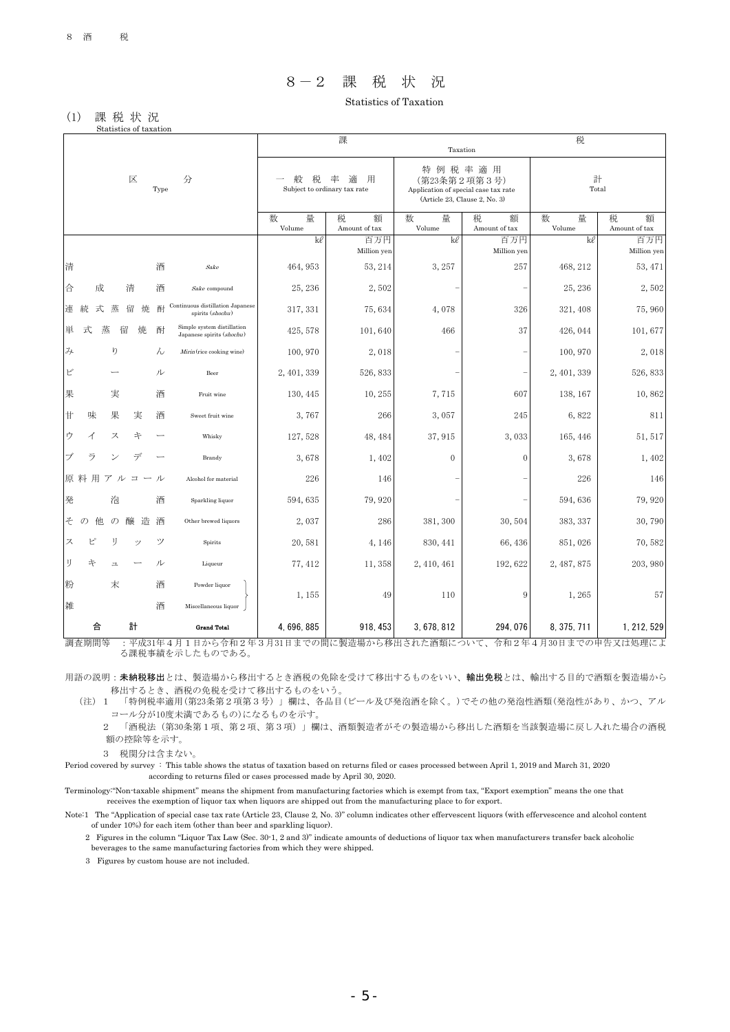## 8－2　課　税　状　況

Statistics of Taxation

### (1)　課 税 状 況

Statistics of taxation

| 区分 Type | | 課税 Taxation | | | | | |
|---|---|---|---|---|---|---|---|
| | | 一般税率適用 Subject to ordinary tax rate | | 特例税率適用 (第23条第2項第3号) Application of special case tax rate (Article 23, Clause 2, No. 3) | | 計 Total | |
| | | 数量 Volume | 税額 Amount of tax | 数量 Volume | 税額 Amount of tax | 数量 Volume | 税額 Amount of tax |
| | | kℓ | 百万円 Million yen | kℓ | 百万円 Million yen | kℓ | 百万円 Million yen |
| 清酒 | *Sake* | 464, 953 | 53, 214 | 3, 257 | 257 | 468, 212 | 53, 471 |
| 合成清酒 | *Sake* compound | 25, 236 | 2, 502 | － | － | 25, 236 | 2, 502 |
| 連続式蒸留焼酎 | Continuous distillation Japanese spirits (*shochu*) | 317, 331 | 75, 634 | 4, 078 | 326 | 321, 408 | 75, 960 |
| 単式蒸留焼酎 | Simple system distillation Japanese spirits (*shochu*) | 425, 578 | 101, 640 | 466 | 37 | 426, 044 | 101, 677 |
| みりん | *Mirin* (rice cooking wine) | 100, 970 | 2, 018 | － | － | 100, 970 | 2, 018 |
| ビール | Beer | 2, 401, 339 | 526, 833 | － | － | 2, 401, 339 | 526, 833 |
| 果実酒 | Fruit wine | 130, 445 | 10, 255 | 7, 715 | 607 | 138, 167 | 10, 862 |
| 甘味果実酒 | Sweet fruit wine | 3, 767 | 266 | 3, 057 | 245 | 6, 822 | 811 |
| ウイスキー | Whisky | 127, 528 | 48, 484 | 37, 915 | 3, 033 | 165, 446 | 51, 517 |
| ブランデー | Brandy | 3, 678 | 1, 402 | 0 | 0 | 3, 678 | 1, 402 |
| 原料用アルコール | Alcohol for material | 226 | 146 | － | － | 226 | 146 |
| 発泡酒 | Sparkling liquor | 594, 635 | 79, 920 | － | － | 594, 636 | 79, 920 |
| その他の醸造酒 | Other brewed liquors | 2, 037 | 286 | 381, 300 | 30, 504 | 383, 337 | 30, 790 |
| スピリッツ | Spirits | 20, 581 | 4, 146 | 830, 441 | 66, 436 | 851, 026 | 70, 582 |
| リキュール | Liqueur | 77, 412 | 11, 358 | 2, 410, 461 | 192, 622 | 2, 487, 875 | 203, 980 |
| 粉末酒 / 雑酒 | Powder liquor / Miscellaneous liquor | 1, 155 | 49 | 110 | 9 | 1, 265 | 57 |
| **合計** | **Grand Total** | 4, 696, 885 | 918, 453 | 3, 678, 812 | 294, 076 | 8, 375, 711 | 1, 212, 529 |

調査期間等　：平成31年４月１日から令和２年３月31日までの間に製造場から移出された酒類について、令和２年４月30日までの申告又は処理による課税事績を示したものである。

用語の説明：**未納税移出**とは、製造場から移出するとき酒税の免除を受けて移出するものをいい、**輸出免税**とは、輸出する目的で酒類を製造場から移出するとき、酒税の免税を受けて移出するものをいう。

（注）１　「特例税率適用(第23条第２項第３号)」欄は、各品目(ビール及び発泡酒を除く。)でその他の発泡性酒類(発泡性があり、かつ、アルコール分が10度未満であるもの)になるものを示す。

２　「酒税法（第30条第１項、第２項、第３項）」欄は、酒類製造者がその製造場から移出した酒類を当該製造場に戻し入れた場合の酒税額の控除等を示す。

３　税関分は含まない。

Period covered by survey ：This table shows the status of taxation based on returns filed or cases processed between April 1, 2019 and March 31, 2020 according to returns filed or cases processed made by April 30, 2020.

Terminology:"Non-taxable shipment" means the shipment from manufacturing factories which is exempt from tax, "Export exemption" means the one that receives the exemption of liquor tax when liquors are shipped out from the manufacturing place to for export.

Note:1 The "Application of special case tax rate (Article 23, Clause 2, No. 3)" column indicates other effervescent liquors (with effervescence and alcohol content of under 10%) for each item (other than beer and sparkling liquor).

2 Figures in the column "Liquor Tax Law (Sec. 30-1, 2 and 3)" indicate amounts of deductions of liquor tax when manufacturers transfer back alcoholic beverages to the same manufacturing factories from which they were shipped.

3 Figures by custom house are not included.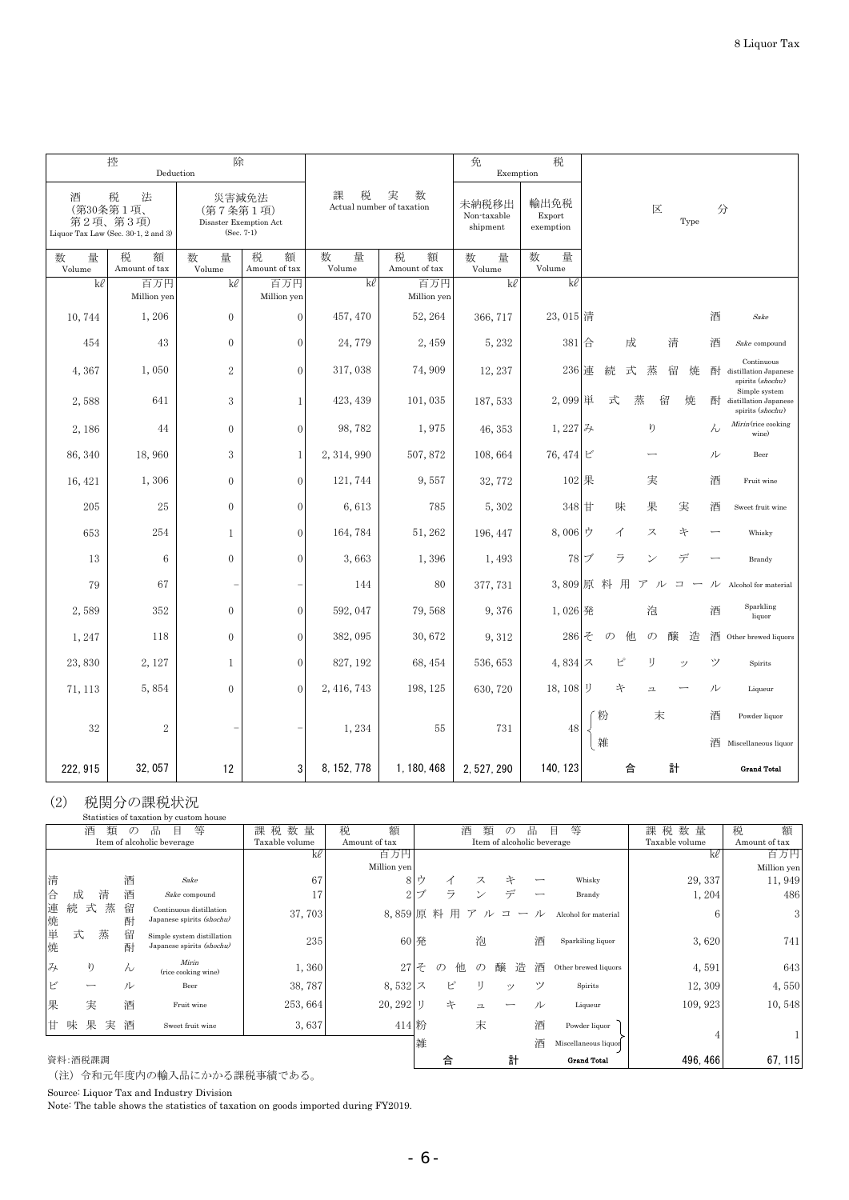| 控除 Deduction | | | | 課税実数 Actual number of taxation | | 免税 Exemption | | 区分 Type | |
|---|---|---|---|---|---|---|---|---|---|
| 酒税法（第30条第1項、第2項、第3項） Liquor Tax Law (Sec. 30-1, 2 and 3) | | 災害減免法（第7条第1項） Disaster Exemption Act (Sec. 7-1) | | | | 未納税移出 Non-taxable shipment | 輸出免税 Export exemption | | |
| 数量 Volume | 税額 Amount of tax | 数量 Volume | 税額 Amount of tax | 数量 Volume | 税額 Amount of tax | 数量 Volume | 数量 Volume | | |
| kℓ | 百万円 Million yen | kℓ | 百万円 Million yen | kℓ | 百万円 Million yen | kℓ | kℓ | | |
| 10,744 | 1,206 | 0 | 0 | 457,470 | 52,264 | 366,717 | 23,015 | 清酒 | Sake |
| 454 | 43 | 0 | 0 | 24,779 | 2,459 | 5,232 | 381 | 合成清酒 | Sake compound |
| 4,367 | 1,050 | 2 | 0 | 317,038 | 74,909 | 12,237 | 236 | 連続式蒸留焼酎 | Continuous distillation Japanese spirits (shochu) |
| 2,588 | 641 | 3 | 1 | 423,439 | 101,035 | 187,533 | 2,099 | 単式蒸留焼酎 | Simple system distillation Japanese spirits (shochu) |
| 2,186 | 44 | 0 | 0 | 98,782 | 1,975 | 46,353 | 1,227 | みりん | Mirin (rice cooking wine) |
| 86,340 | 18,960 | 3 | 1 | 2,314,990 | 507,872 | 108,664 | 76,474 | ビール | Beer |
| 16,421 | 1,306 | 0 | 0 | 121,744 | 9,557 | 32,772 | 102 | 果実酒 | Fruit wine |
| 205 | 25 | 0 | 0 | 6,613 | 785 | 5,302 | 348 | 甘味果実酒 | Sweet fruit wine |
| 653 | 254 | 1 | 0 | 164,784 | 51,262 | 196,447 | 8,006 | ウイスキー | Whisky |
| 13 | 6 | 0 | 0 | 3,663 | 1,396 | 1,493 | 78 | ブランデー | Brandy |
| 79 | 67 | − | − | 144 | 80 | 377,731 | 3,809 | 原料用アルコール | Alcohol for material |
| 2,589 | 352 | 0 | 0 | 592,047 | 79,568 | 9,376 | 1,026 | 発泡酒 | Sparkling liquor |
| 1,247 | 118 | 0 | 0 | 382,095 | 30,672 | 9,312 | 286 | その他の醸造酒 | Other brewed liquors |
| 23,830 | 2,127 | 1 | 0 | 827,192 | 68,454 | 536,653 | 4,834 | スピリッツ | Spirits |
| 71,113 | 5,854 | 0 | 0 | 2,416,743 | 198,125 | 630,720 | 18,108 | リキュール | Liqueur |
| 32 | 2 | − | − | 1,234 | 55 | 731 | 48 | 粉末酒 / 雑酒 | Powder liquor / Miscellaneous liquor |
| **222,915** | **32,057** | **12** | **3** | **8,152,778** | **1,180,468** | **2,527,290** | **140,123** | **合計** | **Grand Total** |

## (2)　税関分の課税状況

Statistics of taxation by custom house

| 酒類の品目等 Item of alcoholic beverage | | 課税数量 Taxable volume | 税額 Amount of tax | 酒類の品目等 Item of alcoholic beverage | | 課税数量 Taxable volume | 税額 Amount of tax |
|---|---|---|---|---|---|---|---|
| | | kℓ | 百万円 Million yen | | | kℓ | 百万円 Million yen |
| 清酒 | Sake | 67 | 8 | ウイスキー | Whisky | 29,337 | 11,949 |
| 合成清酒 | Sake compound | 17 | 2 | ブランデー | Brandy | 1,204 | 486 |
| 連続式蒸留焼酎 | Continuous distillation Japanese spirits (shochu) | 37,703 | 8,859 | 原料用アルコール | Alcohol for material | 6 | 3 |
| 単式蒸留焼酎 | Simple system distillation Japanese spirits (shochu) | 235 | 60 | 発泡酒 | Sparkling liquor | 3,620 | 741 |
| みりん | Mirin (rice cooking wine) | 1,360 | 27 | その他の醸造酒 | Other brewed liquors | 4,591 | 643 |
| ビール | Beer | 38,787 | 8,532 | スピリッツ | Spirits | 12,309 | 4,550 |
| 果実酒 | Fruit wine | 253,664 | 20,292 | リキュール | Liqueur | 109,923 | 10,548 |
| 甘味果実酒 | Sweet fruit wine | 3,637 | 414 | 粉末酒 / 雑酒 | Powder liquor / Miscellaneous liquor | 4 | 1 |
| | | | | **合計** | **Grand Total** | **496,466** | **67,115** |

資料:酒税課調

（注）令和元年度内の輸入品にかかる課税事績である。

Source: Liquor Tax and Industry Division

Note: The table shows the statistics of taxation on goods imported during FY2019.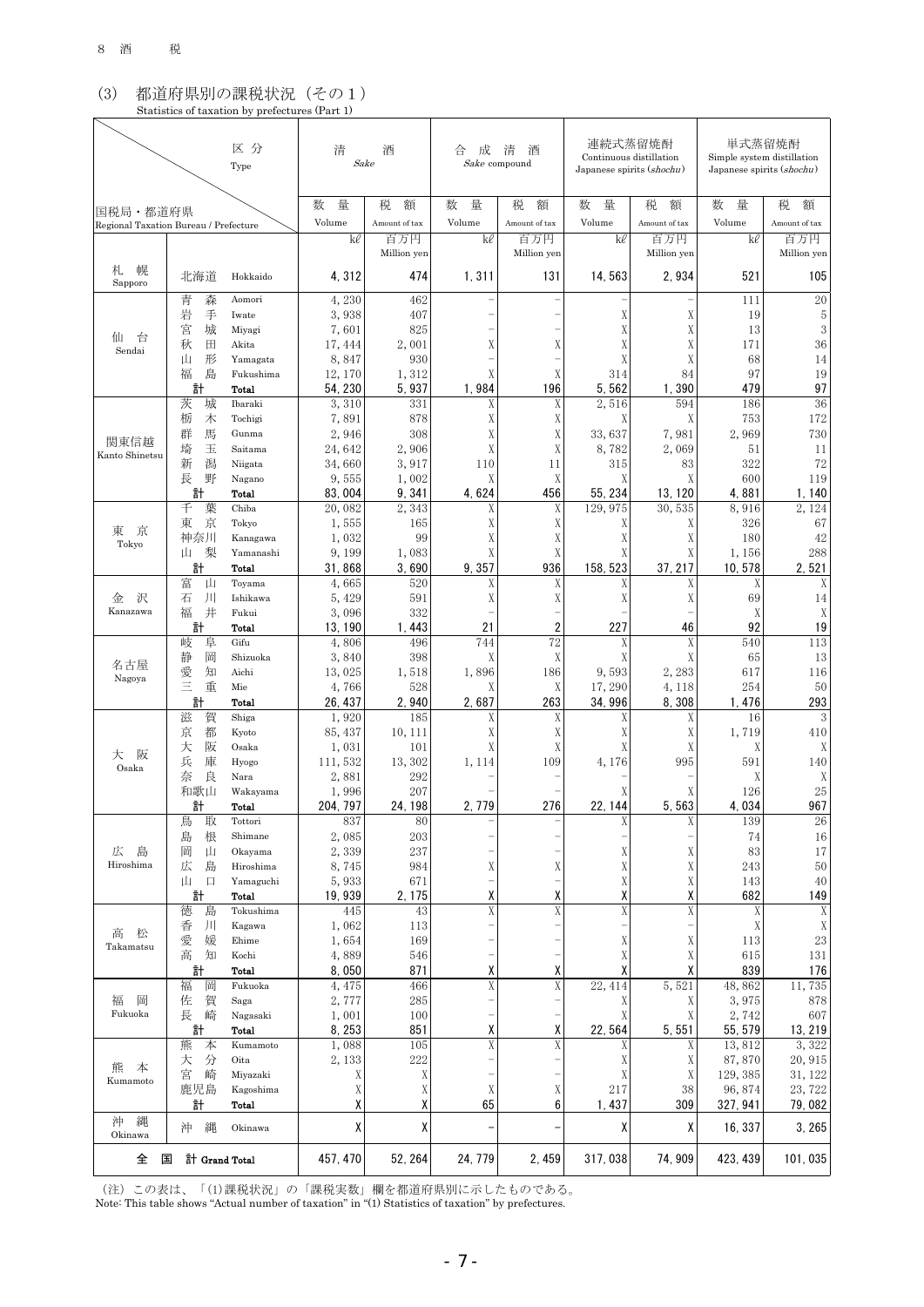8 酒 税

### (3) 都道府県別の課税状況（その１）

Statistics of taxation by prefectures (Part 1)

| 国税局・都道府県 Regional Taxation Bureau / Prefecture | | 清酒 Sake | | 合成清酒 Sake compound | | 連続式蒸留焼酎 Continuous distillation Japanese spirits (shochu) | | 単式蒸留焼酎 Simple system distillation Japanese spirits (shochu) | |
|---|---|---|---|---|---|---|---|---|---|
| | | 数量 Volume | 税額 Amount of tax | 数量 Volume | 税額 Amount of tax | 数量 Volume | 税額 Amount of tax | 数量 Volume | 税額 Amount of tax |
| | | kℓ | 百万円 Million yen | kℓ | 百万円 Million yen | kℓ | 百万円 Million yen | kℓ | 百万円 Million yen |
| 札幌 Sapporo | 北海道 Hokkaido | 4, 312 | 474 | 1, 311 | 131 | 14, 563 | 2, 934 | 521 | 105 |
| 仙台 Sendai | 青森 Aomori | 4, 230 | 462 | − | − | − | − | 111 | 20 |
| | 岩手 Iwate | 3, 938 | 407 | − | − | X | X | 19 | 5 |
| | 宮城 Miyagi | 7, 601 | 825 | − | − | X | X | 13 | 3 |
| | 秋田 Akita | 17, 444 | 2, 001 | X | X | X | X | 171 | 36 |
| | 山形 Yamagata | 8, 847 | 930 | − | − | X | X | 68 | 14 |
| | 福島 Fukushima | 12, 170 | 1, 312 | X | X | 314 | 84 | 97 | 19 |
| | 計 Total | 54, 230 | 5, 937 | 1, 984 | 196 | 5, 562 | 1, 390 | 479 | 97 |
| 関東信越 Kanto Shinetsu | 茨城 Ibaraki | 3, 310 | 331 | X | X | 2, 516 | 594 | 186 | 36 |
| | 栃木 Tochigi | 7, 891 | 878 | X | X | X | X | 753 | 172 |
| | 群馬 Gunma | 2, 946 | 308 | X | X | 33, 637 | 7, 981 | 2, 969 | 730 |
| | 埼玉 Saitama | 24, 642 | 2, 906 | X | X | 8, 782 | 2, 069 | 51 | 11 |
| | 新潟 Niigata | 34, 660 | 3, 917 | 110 | 11 | 315 | 83 | 322 | 72 |
| | 長野 Nagano | 9, 555 | 1, 002 | X | X | X | X | 600 | 119 |
| | 計 Total | 83, 004 | 9, 341 | 4, 624 | 456 | 55, 234 | 13, 120 | 4, 881 | 1, 140 |
| 東京 Tokyo | 千葉 Chiba | 20, 082 | 2, 343 | X | X | 129, 975 | 30, 535 | 8, 916 | 2, 124 |
| | 東京 Tokyo | 1, 555 | 165 | X | X | X | X | 326 | 67 |
| | 神奈川 Kanagawa | 1, 032 | 99 | X | X | X | X | 180 | 42 |
| | 山梨 Yamanashi | 9, 199 | 1, 083 | X | X | X | X | 1, 156 | 288 |
| | 計 Total | 31, 868 | 3, 690 | 9, 357 | 936 | 158, 523 | 37, 217 | 10, 578 | 2, 521 |
| 金沢 Kanazawa | 富山 Toyama | 4, 665 | 520 | X | X | X | X | X | X |
| | 石川 Ishikawa | 5, 429 | 591 | X | X | X | X | 69 | 14 |
| | 福井 Fukui | 3, 096 | 332 | − | − | − | − | X | X |
| | 計 Total | 13, 190 | 1, 443 | 21 | 2 | 227 | 46 | 92 | 19 |
| 名古屋 Nagoya | 岐阜 Gifu | 4, 806 | 496 | 744 | 72 | X | X | 540 | 113 |
| | 静岡 Shizuoka | 3, 840 | 398 | X | X | X | X | 65 | 13 |
| | 愛知 Aichi | 13, 025 | 1, 518 | 1, 896 | 186 | 9, 593 | 2, 283 | 617 | 116 |
| | 三重 Mie | 4, 766 | 528 | X | X | 17, 290 | 4, 118 | 254 | 50 |
| | 計 Total | 26, 437 | 2, 940 | 2, 687 | 263 | 34, 996 | 8, 308 | 1, 476 | 293 |
| 大阪 Osaka | 滋賀 Shiga | 1, 920 | 185 | X | X | X | X | 16 | 3 |
| | 京都 Kyoto | 85, 437 | 10, 111 | X | X | X | X | 1, 719 | 410 |
| | 大阪 Osaka | 1, 031 | 101 | X | X | X | X | X | X |
| | 兵庫 Hyogo | 111, 532 | 13, 302 | 1, 114 | 109 | 4, 176 | 995 | 591 | 140 |
| | 奈良 Nara | 2, 881 | 292 | − | − | − | − | X | X |
| | 和歌山 Wakayama | 1, 996 | 207 | − | − | X | X | 126 | 25 |
| | 計 Total | 204, 797 | 24, 198 | 2, 779 | 276 | 22, 144 | 5, 563 | 4, 034 | 967 |
| 広島 Hiroshima | 鳥取 Tottori | 837 | 80 | − | − | X | X | 139 | 26 |
| | 島根 Shimane | 2, 085 | 203 | − | − | − | − | 74 | 16 |
| | 岡山 Okayama | 2, 339 | 237 | − | − | X | X | 83 | 17 |
| | 広島 Hiroshima | 8, 745 | 984 | X | X | X | X | 243 | 50 |
| | 山口 Yamaguchi | 5, 933 | 671 | − | − | X | X | 143 | 40 |
| | 計 Total | 19, 939 | 2, 175 | X | X | X | X | 682 | 149 |
| 高松 Takamatsu | 徳島 Tokushima | 445 | 43 | X | X | X | X | X | X |
| | 香川 Kagawa | 1, 062 | 113 | − | − | − | − | X | X |
| | 愛媛 Ehime | 1, 654 | 169 | − | − | X | X | 113 | 23 |
| | 高知 Kochi | 4, 889 | 546 | − | − | X | X | 615 | 131 |
| | 計 Total | 8, 050 | 871 | X | X | X | X | 839 | 176 |
| 福岡 Fukuoka | 福岡 Fukuoka | 4, 475 | 466 | X | X | 22, 414 | 5, 521 | 48, 862 | 11, 735 |
| | 佐賀 Saga | 2, 777 | 285 | − | − | X | X | 3, 975 | 878 |
| | 長崎 Nagasaki | 1, 001 | 100 | − | − | X | X | 2, 742 | 607 |
| | 計 Total | 8, 253 | 851 | X | X | 22, 564 | 5, 551 | 55, 579 | 13, 219 |
| 熊本 Kumamoto | 熊本 Kumamoto | 1, 088 | 105 | X | X | X | X | 13, 812 | 3, 322 |
| | 大分 Oita | 2, 133 | 222 | − | − | X | X | 87, 870 | 20, 915 |
| | 宮崎 Miyazaki | X | X | − | − | X | X | 129, 385 | 31, 122 |
| | 鹿児島 Kagoshima | X | X | X | X | 217 | 38 | 96, 874 | 23, 722 |
| | 計 Total | X | X | 65 | 6 | 1, 437 | 309 | 327, 941 | 79, 082 |
| 沖縄 Okinawa | 沖縄 Okinawa | X | X | − | − | X | X | 16, 337 | 3, 265 |
| 全国計 Grand Total | | 457, 470 | 52, 264 | 24, 779 | 2, 459 | 317, 038 | 74, 909 | 423, 439 | 101, 035 |

（注）この表は、「(1)課税状況」の「課税実数」欄を都道府県別に示したものである。
Note: This table shows "Actual number of taxation" in "(1) Statistics of taxation" by prefectures.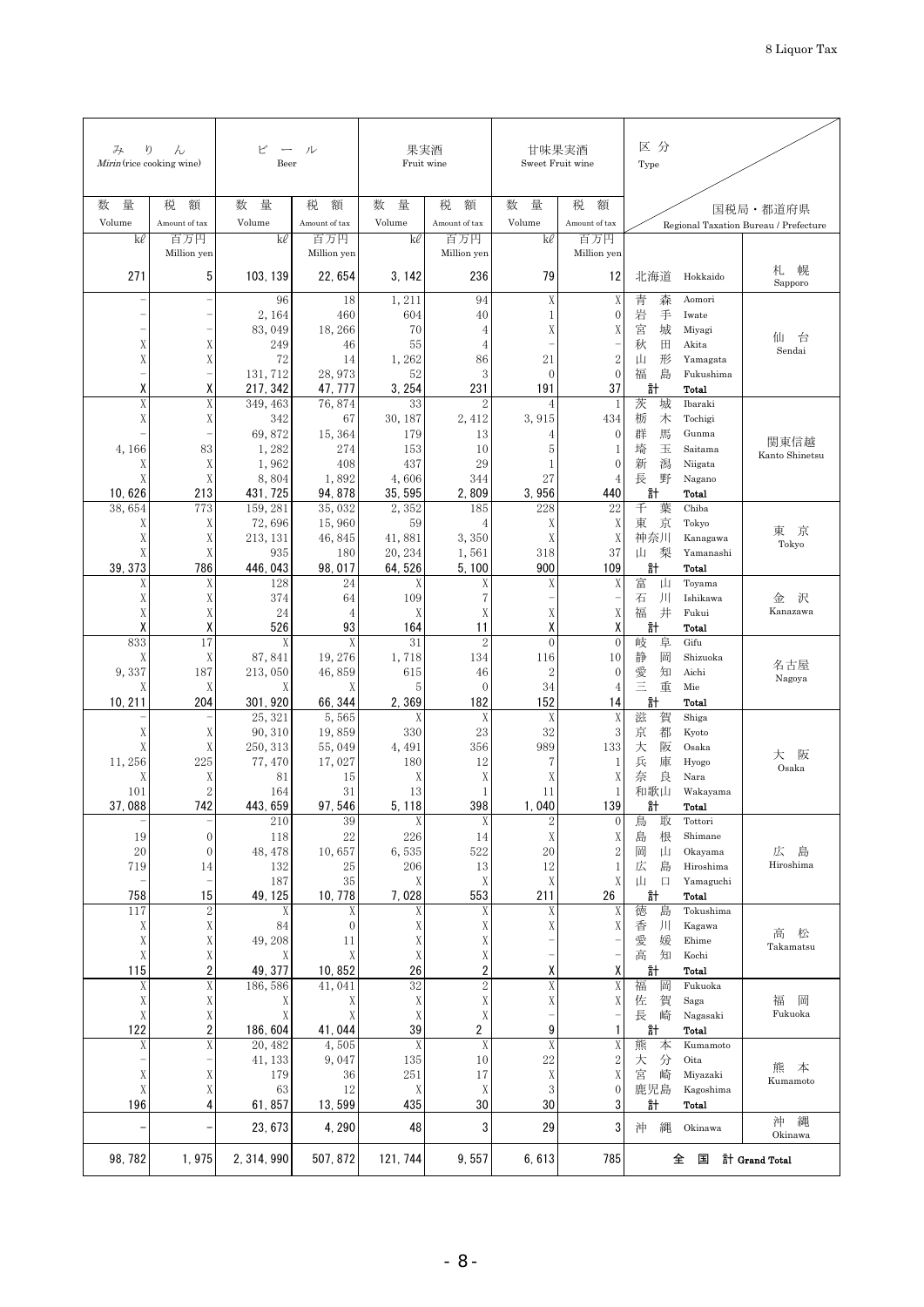| みりん Mirin (rice cooking wine) | | ビール Beer | | 果実酒 Fruit wine | | 甘味果実酒 Sweet Fruit wine | | 区分 Type | | |
|---|---|---|---|---|---|---|---|---|---|---|
| 数量 Volume | 税額 Amount of tax | 数量 Volume | 税額 Amount of tax | 数量 Volume | 税額 Amount of tax | 数量 Volume | 税額 Amount of tax | 国税局・都道府県 Regional Taxation Bureau / Prefecture | | |
| kℓ | 百万円 Million yen | kℓ | 百万円 Million yen | kℓ | 百万円 Million yen | kℓ | 百万円 Million yen | | | |
| 271 | 5 | 103, 139 | 22, 654 | 3, 142 | 236 | 79 | 12 | 北海道 | Hokkaido | 札幌 Sapporo |
| − | − | 96 | 18 | 1, 211 | 94 | X | X | 青森 | Aomori | 仙台 Sendai |
| − | − | 2, 164 | 460 | 604 | 40 | 1 | 0 | 岩手 | Iwate | |
| − | − | 83, 049 | 18, 266 | 70 | 4 | X | X | 宮城 | Miyagi | |
| X | X | 249 | 46 | 55 | 4 | − | − | 秋田 | Akita | |
| X | X | 72 | 14 | 1, 262 | 86 | 21 | 2 | 山形 | Yamagata | |
| − | − | 131, 712 | 28, 973 | 52 | 3 | 0 | 0 | 福島 | Fukushima | |
| X | X | 217, 342 | 47, 777 | 3, 254 | 231 | 191 | 37 | 計 | Total | |
| X | X | 349, 463 | 76, 874 | 33 | 2 | 4 | 1 | 茨城 | Ibaraki | 関東信越 Kanto Shinetsu |
| X | X | 342 | 67 | 30, 187 | 2, 412 | 3, 915 | 434 | 栃木 | Tochigi | |
| − | − | 69, 872 | 15, 364 | 179 | 13 | 4 | 0 | 群馬 | Gunma | |
| 4, 166 | 83 | 1, 282 | 274 | 153 | 10 | 5 | 1 | 埼玉 | Saitama | |
| X | X | 1, 962 | 408 | 437 | 29 | 1 | 0 | 新潟 | Niigata | |
| X | X | 8, 804 | 1, 892 | 4, 606 | 344 | 27 | 4 | 長野 | Nagano | |
| 10, 626 | 213 | 431, 725 | 94, 878 | 35, 595 | 2, 809 | 3, 956 | 440 | 計 | Total | |
| 38, 654 | 773 | 159, 281 | 35, 032 | 2, 352 | 185 | 228 | 22 | 千葉 | Chiba | 東京 Tokyo |
| X | X | 72, 696 | 15, 960 | 59 | 4 | X | X | 東京 | Tokyo | |
| X | X | 213, 131 | 46, 845 | 41, 881 | 3, 350 | X | X | 神奈川 | Kanagawa | |
| X | X | 935 | 180 | 20, 234 | 1, 561 | 318 | 37 | 山梨 | Yamanashi | |
| 39, 373 | 786 | 446, 043 | 98, 017 | 64, 526 | 5, 100 | 900 | 109 | 計 | Total | |
| X | X | 128 | 24 | X | X | X | X | 富山 | Toyama | 金沢 Kanazawa |
| X | X | 374 | 64 | 109 | 7 | − | − | 石川 | Ishikawa | |
| X | X | 24 | 4 | X | X | X | X | 福井 | Fukui | |
| X | X | 526 | 93 | 164 | 11 | X | X | 計 | Total | |
| 833 | 17 | X | X | 31 | 2 | 0 | 0 | 岐阜 | Gifu | 名古屋 Nagoya |
| X | X | 87, 841 | 19, 276 | 1, 718 | 134 | 116 | 10 | 静岡 | Shizuoka | |
| 9, 337 | 187 | 213, 050 | 46, 859 | 615 | 46 | 2 | 0 | 愛知 | Aichi | |
| X | X | X | X | 5 | 0 | 34 | 4 | 三重 | Mie | |
| 10, 211 | 204 | 301, 920 | 66, 344 | 2, 369 | 182 | 152 | 14 | 計 | Total | |
| − | − | 25, 321 | 5, 565 | X | X | X | X | 滋賀 | Shiga | 大阪 Osaka |
| X | X | 90, 310 | 19, 859 | 330 | 23 | 32 | 3 | 京都 | Kyoto | |
| X | X | 250, 313 | 55, 049 | 4, 491 | 356 | 989 | 133 | 大阪 | Osaka | |
| 11, 256 | 225 | 77, 470 | 17, 027 | 180 | 12 | 7 | 1 | 兵庫 | Hyogo | |
| X | X | 81 | 15 | X | X | X | X | 奈良 | Nara | |
| 101 | 2 | 164 | 31 | 13 | 1 | 11 | 1 | 和歌山 | Wakayama | |
| 37, 088 | 742 | 443, 659 | 97, 546 | 5, 118 | 398 | 1, 040 | 139 | 計 | Total | |
| − | − | 210 | 39 | X | X | 2 | 0 | 鳥取 | Tottori | 広島 Hiroshima |
| 19 | 0 | 118 | 22 | 226 | 14 | X | X | 島根 | Shimane | |
| 20 | 0 | 48, 478 | 10, 657 | 6, 535 | 522 | 20 | 2 | 岡山 | Okayama | |
| 719 | 14 | 132 | 25 | 206 | 13 | 12 | 1 | 広島 | Hiroshima | |
| − | − | 187 | 35 | X | X | X | X | 山口 | Yamaguchi | |
| 758 | 15 | 49, 125 | 10, 778 | 7, 028 | 553 | 211 | 26 | 計 | Total | |
| 117 | 2 | X | X | X | X | X | X | 徳島 | Tokushima | 高松 Takamatsu |
| X | X | 84 | 0 | X | X | X | X | 香川 | Kagawa | |
| X | X | 49, 208 | 11 | X | X | − | − | 愛媛 | Ehime | |
| X | X | X | X | X | X | − | − | 高知 | Kochi | |
| 115 | 2 | 49, 377 | 10, 852 | 26 | 2 | X | X | 計 | Total | |
| X | X | 186, 586 | 41, 041 | 32 | 2 | X | X | 福岡 | Fukuoka | 福岡 Fukuoka |
| X | X | X | X | X | X | X | X | 佐賀 | Saga | |
| X | X | X | X | X | X | − | − | 長崎 | Nagasaki | |
| 122 | 2 | 186, 604 | 41, 044 | 39 | 2 | 9 | 1 | 計 | Total | |
| X | X | 20, 482 | 4, 505 | X | X | X | X | 熊本 | Kumamoto | 熊本 Kumamoto |
| − | − | 41, 133 | 9, 047 | 135 | 10 | 22 | 2 | 大分 | Oita | |
| X | X | 179 | 36 | 251 | 17 | X | X | 宮崎 | Miyazaki | |
| X | X | 63 | 12 | X | X | 3 | 0 | 鹿児島 | Kagoshima | |
| 196 | 4 | 61, 857 | 13, 599 | 435 | 30 | 30 | 3 | 計 | Total | |
| − | − | 23, 673 | 4, 290 | 48 | 3 | 29 | 3 | 沖縄 | Okinawa | 沖縄 Okinawa |
| 98, 782 | 1, 975 | 2, 314, 990 | 507, 872 | 121, 744 | 9, 557 | 6, 613 | 785 | 全国計 Grand Total | | |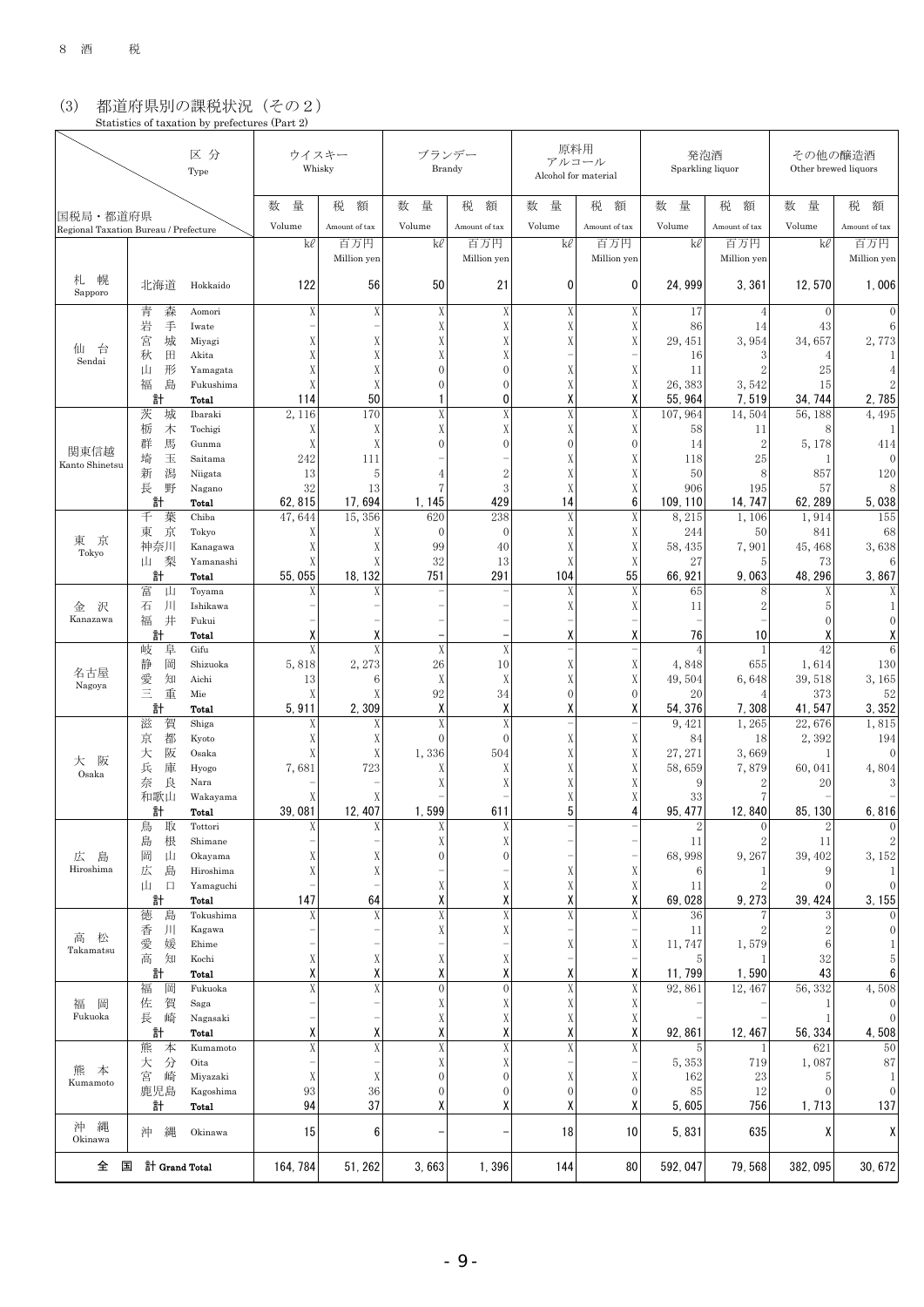8 酒　　税

### (3) 都道府県別の課税状況（その２）

Statistics of taxation by prefectures (Part 2)

| 国税局・都道府県 Regional Taxation Bureau / Prefecture | | | ウイスキー Whisky | | ブランデー Brandy | | 原料用アルコール Alcohol for material | | 発泡酒 Sparkling liquor | | その他の醸造酒 Other brewed liquors | |
|---|---|---|---|---|---|---|---|---|---|---|---|---|
| | | | 数量 Volume | 税額 Amount of tax | 数量 Volume | 税額 Amount of tax | 数量 Volume | 税額 Amount of tax | 数量 Volume | 税額 Amount of tax | 数量 Volume | 税額 Amount of tax |
| | | | kℓ | 百万円 Million yen | kℓ | 百万円 Million yen | kℓ | 百万円 Million yen | kℓ | 百万円 Million yen | kℓ | 百万円 Million yen |
| 札幌 Sapporo | 北海道 | Hokkaido | 122 | 56 | 50 | 21 | 0 | 0 | 24,999 | 3,361 | 12,570 | 1,006 |
| 仙台 Sendai | 青森 | Aomori | X | X | X | X | X | X | 17 | 4 | 0 | 0 |
| | 岩手 | Iwate | – | – | X | X | X | X | 86 | 14 | 43 | 6 |
| | 宮城 | Miyagi | X | X | X | X | X | X | 29,451 | 3,954 | 34,657 | 2,773 |
| | 秋田 | Akita | X | X | X | X | – | – | 16 | 3 | 4 | 1 |
| | 山形 | Yamagata | X | X | 0 | 0 | X | X | 11 | 2 | 25 | 4 |
| | 福島 | Fukushima | X | X | 0 | 0 | X | X | 26,383 | 3,542 | 15 | 2 |
| | 計 | Total | 114 | 50 | 1 | 0 | X | X | 55,964 | 7,519 | 34,744 | 2,785 |
| 関東信越 Kanto Shinetsu | 茨城 | Ibaraki | 2,116 | 170 | X | X | X | X | 107,964 | 14,504 | 56,188 | 4,495 |
| | 栃木 | Tochigi | X | X | X | X | X | X | 58 | 11 | 8 | 1 |
| | 群馬 | Gunma | X | X | 0 | 0 | 0 | 0 | 14 | 2 | 5,178 | 414 |
| | 埼玉 | Saitama | 242 | 111 | – | – | X | X | 118 | 25 | 1 | 0 |
| | 新潟 | Niigata | 13 | 5 | 4 | 2 | X | X | 50 | 8 | 857 | 120 |
| | 長野 | Nagano | 32 | 13 | 7 | 3 | X | X | 906 | 195 | 57 | 8 |
| | 計 | Total | 62,815 | 17,694 | 1,145 | 429 | 14 | 6 | 109,110 | 14,747 | 62,289 | 5,038 |
| 東京 Tokyo | 千葉 | Chiba | 47,644 | 15,356 | 620 | 238 | X | X | 8,215 | 1,106 | 1,914 | 155 |
| | 東京 | Tokyo | X | X | 0 | 0 | X | X | 244 | 50 | 841 | 68 |
| | 神奈川 | Kanagawa | X | X | 99 | 40 | X | X | 58,435 | 7,901 | 45,468 | 3,638 |
| | 山梨 | Yamanashi | X | X | 32 | 13 | X | X | 27 | 5 | 73 | 6 |
| | 計 | Total | 55,055 | 18,132 | 751 | 291 | 104 | 55 | 66,921 | 9,063 | 48,296 | 3,867 |
| 金沢 Kanazawa | 富山 | Toyama | X | X | – | – | X | X | 65 | 8 | X | X |
| | 石川 | Ishikawa | – | – | – | – | X | X | 11 | 2 | 5 | 1 |
| | 福井 | Fukui | – | – | – | – | – | – | – | – | 0 | 0 |
| | 計 | Total | X | X | – | – | X | X | 76 | 10 | X | X |
| 名古屋 Nagoya | 岐阜 | Gifu | X | X | X | X | – | – | 4 | 1 | 42 | 6 |
| | 静岡 | Shizuoka | 5,818 | 2,273 | 26 | 10 | X | X | 4,848 | 655 | 1,614 | 130 |
| | 愛知 | Aichi | 13 | 6 | X | X | X | X | 49,504 | 6,648 | 39,518 | 3,165 |
| | 三重 | Mie | X | X | 92 | 34 | 0 | 0 | 20 | 4 | 373 | 52 |
| | 計 | Total | 5,911 | 2,309 | X | X | X | X | 54,376 | 7,308 | 41,547 | 3,352 |
| 大阪 Osaka | 滋賀 | Shiga | X | X | X | X | – | – | 9,421 | 1,265 | 22,676 | 1,815 |
| | 京都 | Kyoto | X | X | 0 | 0 | X | X | 84 | 18 | 2,392 | 194 |
| | 大阪 | Osaka | X | X | 1,336 | 504 | X | X | 27,271 | 3,669 | 1 | 0 |
| | 兵庫 | Hyogo | 7,681 | 723 | X | X | X | X | 58,659 | 7,879 | 60,041 | 4,804 |
| | 奈良 | Nara | – | – | X | X | X | X | 9 | 2 | 20 | 3 |
| | 和歌山 | Wakayama | X | X | – | – | X | X | 33 | 7 | – | – |
| | 計 | Total | 39,081 | 12,407 | 1,599 | 611 | 5 | 4 | 95,477 | 12,840 | 85,130 | 6,816 |
| 広島 Hiroshima | 鳥取 | Tottori | X | X | X | X | – | – | 2 | 0 | 2 | 0 |
| | 島根 | Shimane | – | – | X | X | – | – | 11 | 2 | 11 | 2 |
| | 岡山 | Okayama | X | X | 0 | 0 | – | – | 68,998 | 9,267 | 39,402 | 3,152 |
| | 広島 | Hiroshima | X | X | – | – | X | X | 6 | 1 | 9 | 1 |
| | 山口 | Yamaguchi | – | – | X | X | X | X | 11 | 2 | 0 | 0 |
| | 計 | Total | 147 | 64 | X | X | X | X | 69,028 | 9,273 | 39,424 | 3,155 |
| 高松 Takamatsu | 徳島 | Tokushima | X | X | X | X | X | X | 36 | 7 | 3 | 0 |
| | 香川 | Kagawa | – | – | X | X | – | – | 11 | 2 | 2 | 0 |
| | 愛媛 | Ehime | – | – | – | – | X | X | 11,747 | 1,579 | 6 | 1 |
| | 高知 | Kochi | X | X | X | X | – | – | 5 | 1 | 32 | 5 |
| | 計 | Total | X | X | X | X | X | X | 11,799 | 1,590 | 43 | 6 |
| 福岡 Fukuoka | 福岡 | Fukuoka | X | X | 0 | 0 | X | X | 92,861 | 12,467 | 56,332 | 4,508 |
| | 佐賀 | Saga | – | – | X | X | X | X | – | – | 1 | 0 |
| | 長崎 | Nagasaki | – | – | X | X | X | X | – | – | 1 | 0 |
| | 計 | Total | X | X | X | X | X | X | 92,861 | 12,467 | 56,334 | 4,508 |
| 熊本 Kumamoto | 熊本 | Kumamoto | X | X | X | X | X | X | 5 | 1 | 621 | 50 |
| | 大分 | Oita | – | – | X | X | – | – | 5,353 | 719 | 1,087 | 87 |
| | 宮崎 | Miyazaki | X | X | 0 | 0 | X | X | 162 | 23 | 5 | 1 |
| | 鹿児島 | Kagoshima | 93 | 36 | 0 | 0 | 0 | 0 | 85 | 12 | 0 | 0 |
| | 計 | Total | 94 | 37 | X | X | X | X | 5,605 | 756 | 1,713 | 137 |
| 沖縄 Okinawa | 沖縄 | Okinawa | 15 | 6 | – | – | 18 | 10 | 5,831 | 635 | X | X |
| 全国計 Grand Total | | | 164,784 | 51,262 | 3,663 | 1,396 | 144 | 80 | 592,047 | 79,568 | 382,095 | 30,672 |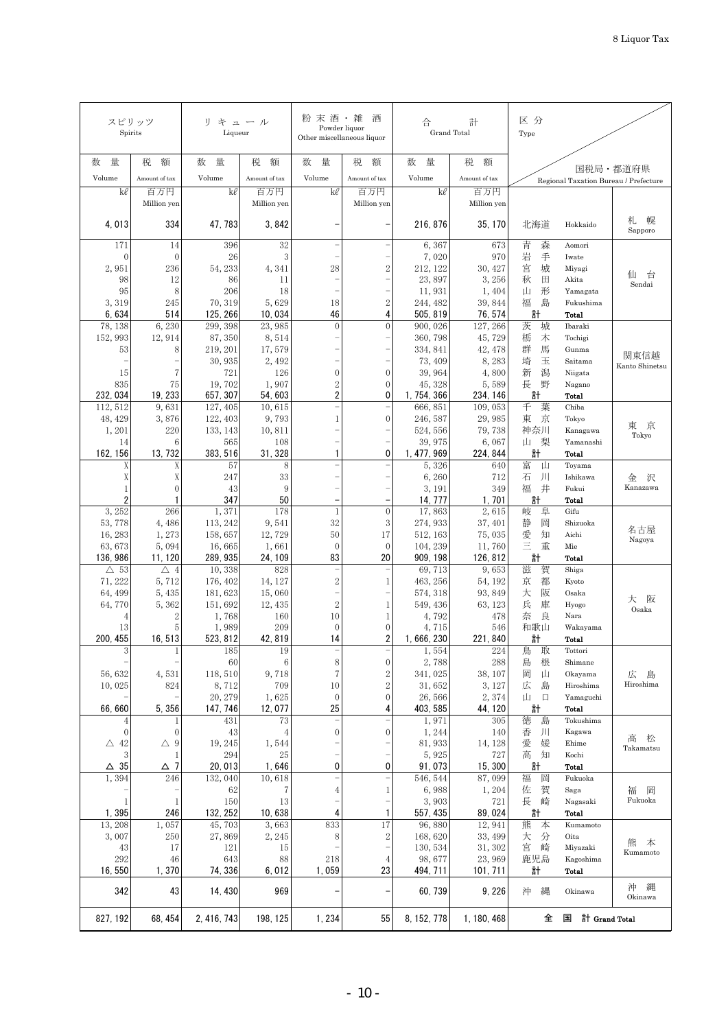| スピリッツ Spirits | | リキュール Liqueur | | 粉末酒・雑酒 Powder liquor Other miscellaneous liquor | | 合計 Grand Total | | 区分 Type | | |
|---|---|---|---|---|---|---|---|---|---|---|
| 数量 Volume | 税額 Amount of tax | 数量 Volume | 税額 Amount of tax | 数量 Volume | 税額 Amount of tax | 数量 Volume | 税額 Amount of tax | 国税局・都道府県 Regional Taxation Bureau / Prefecture | | |
| kℓ | 百万円 Million yen | kℓ | 百万円 Million yen | kℓ | 百万円 Million yen | kℓ | 百万円 Million yen | | | |
| 4, 013 | 334 | 47, 783 | 3, 842 | – | – | 216, 876 | 35, 170 | 北海道 | Hokkaido | 札幌 Sapporo |
| 171 | 14 | 396 | 32 | – | – | 6, 367 | 673 | 青森 | Aomori | 仙台 Sendai |
| 0 | 0 | 26 | 3 | – | – | 7, 020 | 970 | 岩手 | Iwate | |
| 2, 951 | 236 | 54, 233 | 4, 341 | 28 | 2 | 212, 122 | 30, 427 | 宮城 | Miyagi | |
| 98 | 12 | 86 | 11 | – | – | 23, 897 | 3, 256 | 秋田 | Akita | |
| 95 | 8 | 206 | 18 | – | – | 11, 931 | 1, 404 | 山形 | Yamagata | |
| 3, 319 | 245 | 70, 319 | 5, 629 | 18 | 2 | 244, 482 | 39, 844 | 福島 | Fukushima | |
| 6, 634 | 514 | 125, 266 | 10, 034 | 46 | 4 | 505, 819 | 76, 574 | 計 | Total | |
| 78, 138 | 6, 230 | 299, 398 | 23, 985 | 0 | 0 | 900, 026 | 127, 266 | 茨城 | Ibaraki | 関東信越 Kanto Shinetsu |
| 152, 993 | 12, 914 | 87, 350 | 8, 514 | – | – | 360, 798 | 45, 729 | 栃木 | Tochigi | |
| 53 | 8 | 219, 201 | 17, 579 | – | – | 334, 841 | 42, 478 | 群馬 | Gunma | |
| – | – | 30, 935 | 2, 492 | – | – | 73, 409 | 8, 283 | 埼玉 | Saitama | |
| 15 | 7 | 721 | 126 | 0 | 0 | 39, 964 | 4, 800 | 新潟 | Niigata | |
| 835 | 75 | 19, 702 | 1, 907 | 2 | 0 | 45, 328 | 5, 589 | 長野 | Nagano | |
| 232, 034 | 19, 233 | 657, 307 | 54, 603 | 2 | 0 | 1, 754, 366 | 234, 146 | 計 | Total | |
| 112, 512 | 9, 631 | 127, 405 | 10, 615 | – | – | 666, 851 | 109, 053 | 千葉 | Chiba | 東京 Tokyo |
| 48, 429 | 3, 876 | 122, 403 | 9, 793 | 1 | 0 | 246, 587 | 29, 985 | 東京 | Tokyo | |
| 1, 201 | 220 | 133, 143 | 10, 811 | – | – | 524, 556 | 79, 738 | 神奈川 | Kanagawa | |
| 14 | 6 | 565 | 108 | – | – | 39, 975 | 6, 067 | 山梨 | Yamanashi | |
| 162, 156 | 13, 732 | 383, 516 | 31, 328 | 1 | 0 | 1, 477, 969 | 224, 844 | 計 | Total | |
| X | X | 57 | 8 | – | – | 5, 326 | 640 | 富山 | Toyama | 金沢 Kanazawa |
| X | X | 247 | 33 | – | – | 6, 260 | 712 | 石川 | Ishikawa | |
| 1 | 0 | 43 | 9 | – | – | 3, 191 | 349 | 福井 | Fukui | |
| 2 | 1 | 347 | 50 | – | – | 14, 777 | 1, 701 | 計 | Total | |
| 3, 252 | 266 | 1, 371 | 178 | 1 | 0 | 17, 863 | 2, 615 | 岐阜 | Gifu | 名古屋 Nagoya |
| 53, 778 | 4, 486 | 113, 242 | 9, 541 | 32 | 3 | 274, 933 | 37, 401 | 静岡 | Shizuoka | |
| 16, 283 | 1, 273 | 158, 657 | 12, 729 | 50 | 17 | 512, 163 | 75, 035 | 愛知 | Aichi | |
| 63, 673 | 5, 094 | 16, 665 | 1, 661 | 0 | 0 | 104, 239 | 11, 760 | 三重 | Mie | |
| 136, 986 | 11, 120 | 289, 935 | 24, 109 | 83 | 20 | 909, 198 | 126, 812 | 計 | Total | |
| △ 53 | △ 4 | 10, 338 | 828 | – | – | 69, 713 | 9, 653 | 滋賀 | Shiga | 大阪 Osaka |
| 71, 222 | 5, 712 | 176, 402 | 14, 127 | 2 | 1 | 463, 256 | 54, 192 | 京都 | Kyoto | |
| 64, 499 | 5, 435 | 181, 623 | 15, 060 | – | – | 574, 318 | 93, 849 | 大阪 | Osaka | |
| 64, 770 | 5, 362 | 151, 692 | 12, 435 | 2 | 1 | 549, 436 | 63, 123 | 兵庫 | Hyogo | |
| 4 | 2 | 1, 768 | 160 | 10 | 1 | 4, 792 | 478 | 奈良 | Nara | |
| 13 | 5 | 1, 989 | 209 | 0 | 0 | 4, 715 | 546 | 和歌山 | Wakayama | |
| 200, 455 | 16, 513 | 523, 812 | 42, 819 | 14 | 2 | 1, 666, 230 | 221, 840 | 計 | Total | |
| 3 | 1 | 185 | 19 | – | – | 1, 554 | 224 | 鳥取 | Tottori | 広島 Hiroshima |
| – | – | 60 | 6 | 8 | 0 | 2, 788 | 288 | 島根 | Shimane | |
| 56, 632 | 4, 531 | 118, 510 | 9, 718 | 7 | 2 | 341, 025 | 38, 107 | 岡山 | Okayama | |
| 10, 025 | 824 | 8, 712 | 709 | 10 | 2 | 31, 652 | 3, 127 | 広島 | Hiroshima | |
| – | – | 20, 279 | 1, 625 | 0 | 0 | 26, 566 | 2, 374 | 山口 | Yamaguchi | |
| 66, 660 | 5, 356 | 147, 746 | 12, 077 | 25 | 4 | 403, 585 | 44, 120 | 計 | Total | |
| 4 | 1 | 431 | 73 | – | – | 1, 971 | 305 | 徳島 | Tokushima | 高松 Takamatsu |
| 0 | 0 | 43 | 4 | 0 | 0 | 1, 244 | 140 | 香川 | Kagawa | |
| △ 42 | △ 9 | 19, 245 | 1, 544 | – | – | 81, 933 | 14, 128 | 愛媛 | Ehime | |
| 3 | 1 | 294 | 25 | – | – | 5, 925 | 727 | 高知 | Kochi | |
| △ 35 | △ 7 | 20, 013 | 1, 646 | 0 | 0 | 91, 073 | 15, 300 | 計 | Total | |
| 1, 394 | 246 | 132, 040 | 10, 618 | – | – | 546, 544 | 87, 099 | 福岡 | Fukuoka | 福岡 Fukuoka |
| – | – | 62 | 7 | 4 | 1 | 6, 988 | 1, 204 | 佐賀 | Saga | |
| 1 | 1 | 150 | 13 | – | – | 3, 903 | 721 | 長崎 | Nagasaki | |
| 1, 395 | 246 | 132, 252 | 10, 638 | 4 | 1 | 557, 435 | 89, 024 | 計 | Total | |
| 13, 208 | 1, 057 | 45, 703 | 3, 663 | 833 | 17 | 96, 880 | 12, 941 | 熊本 | Kumamoto | 熊本 Kumamoto |
| 3, 007 | 250 | 27, 869 | 2, 245 | 8 | 2 | 168, 620 | 33, 499 | 大分 | Oita | |
| 43 | 17 | 121 | 15 | – | – | 130, 534 | 31, 302 | 宮崎 | Miyazaki | |
| 292 | 46 | 643 | 88 | 218 | 4 | 98, 677 | 23, 969 | 鹿児島 | Kagoshima | |
| 16, 550 | 1, 370 | 74, 336 | 6, 012 | 1, 059 | 23 | 494, 711 | 101, 711 | 計 | Total | |
| 342 | 43 | 14, 430 | 969 | – | – | 60, 739 | 9, 226 | 沖縄 | Okinawa | 沖縄 Okinawa |
| 827, 192 | 68, 454 | 2, 416, 743 | 198, 125 | 1, 234 | 55 | 8, 152, 778 | 1, 180, 468 | 全国計 Grand Total | | |